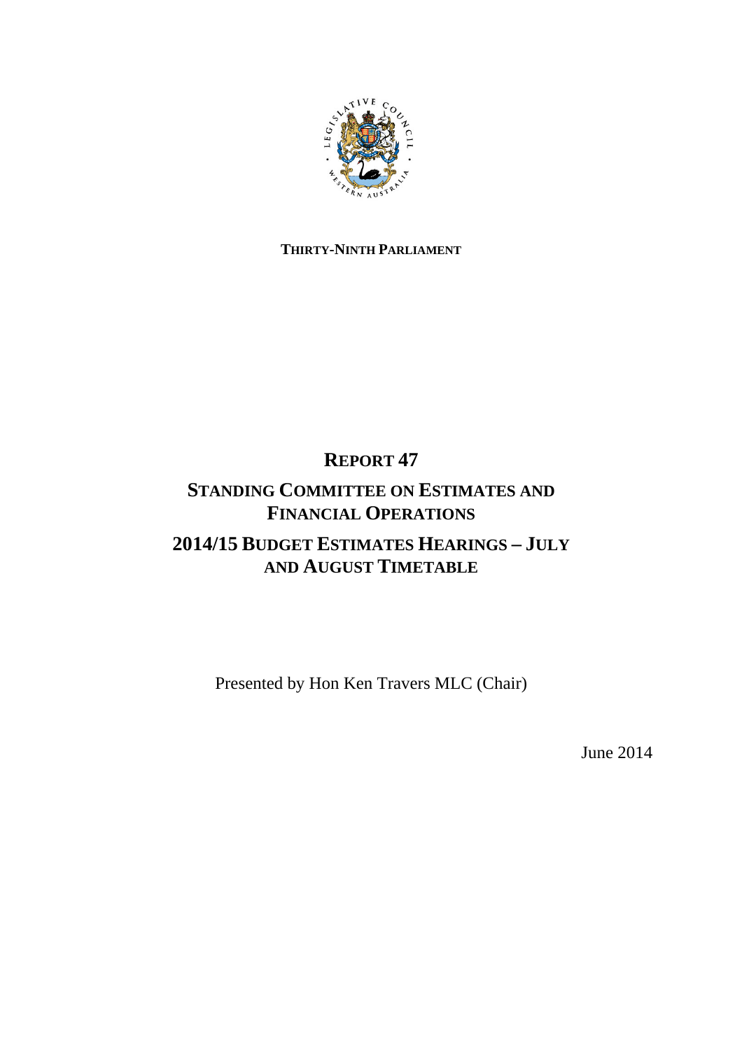**THIRTY-NINTH PARLIAMENT**

# REPORT 47

## STANDING COMMITTEE ON ESTIMATES AND FINANCIAL OPERATIONS

## 2014/15 BUDGET ESTIMATES HEARINGS – JULY AND AUGUST TIMETABLE

Presented by Hon Ken Travers MLC (Chair)

June 2014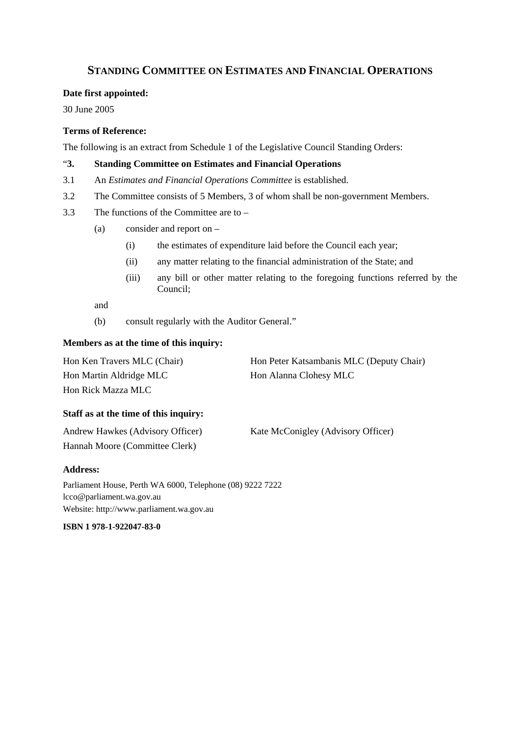## STANDING COMMITTEE ON ESTIMATES AND FINANCIAL OPERATIONS

**Date first appointed:**

30 June 2005

**Terms of Reference:**

The following is an extract from Schedule 1 of the Legislative Council Standing Orders:

"**3. Standing Committee on Estimates and Financial Operations**

3.1 An *Estimates and Financial Operations Committee* is established.

3.2 The Committee consists of 5 Members, 3 of whom shall be non-government Members.

3.3 The functions of the Committee are to –

(a) consider and report on –

(i) the estimates of expenditure laid before the Council each year;

(ii) any matter relating to the financial administration of the State; and

(iii) any bill or other matter relating to the foregoing functions referred by the Council;

and

(b) consult regularly with the Auditor General."

**Members as at the time of this inquiry:**

Hon Ken Travers MLC (Chair)

Hon Peter Katsambanis MLC (Deputy Chair)

Hon Martin Aldridge MLC

Hon Alanna Clohesy MLC

Hon Rick Mazza MLC

**Staff as at the time of this inquiry:**

Andrew Hawkes (Advisory Officer)

Kate McConigley (Advisory Officer)

Hannah Moore (Committee Clerk)

**Address:**

Parliament House, Perth WA 6000, Telephone (08) 9222 7222
lcco@parliament.wa.gov.au
Website: http://www.parliament.wa.gov.au

**ISBN 1 978-1-922047-83-0**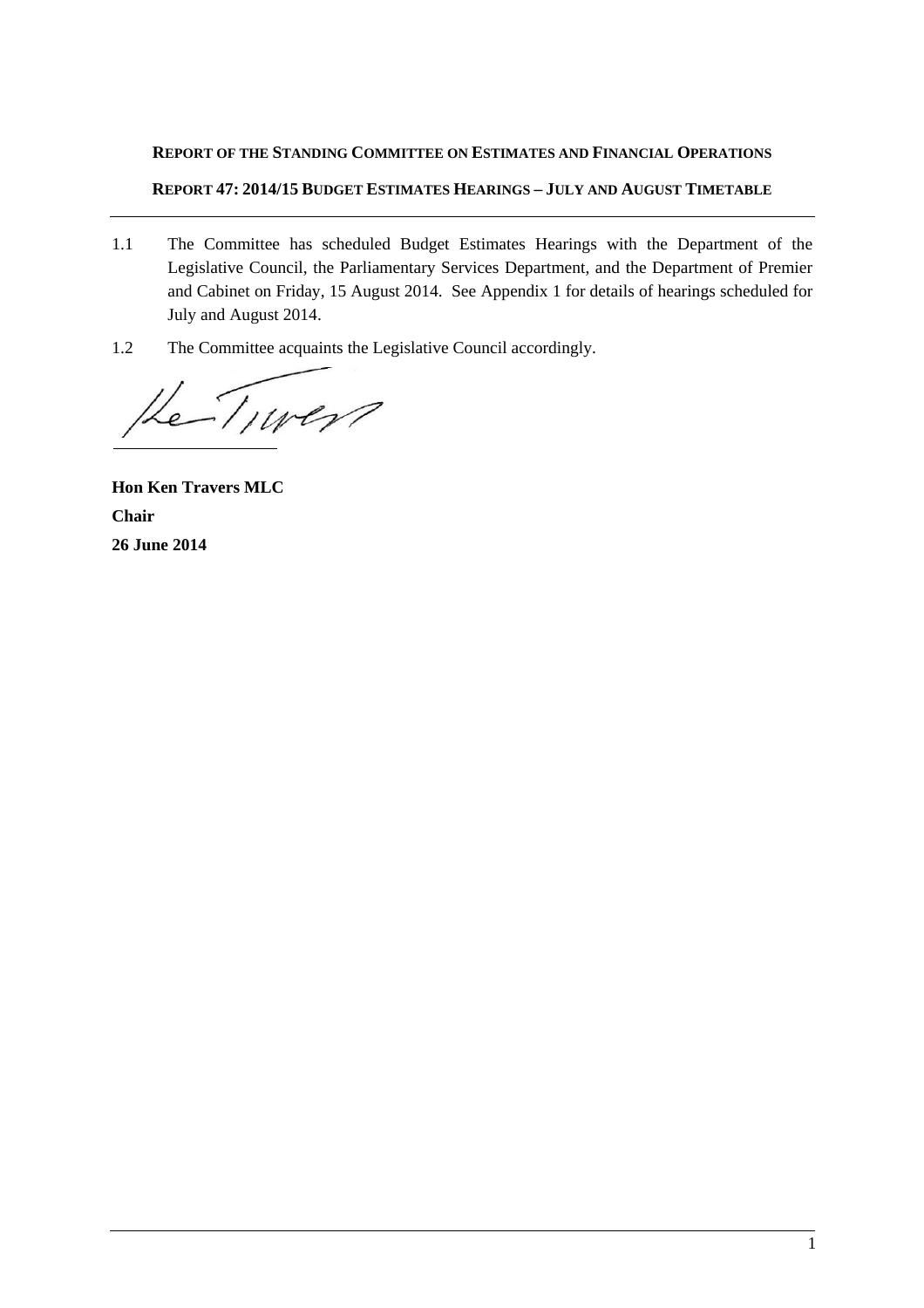**REPORT OF THE STANDING COMMITTEE ON ESTIMATES AND FINANCIAL OPERATIONS**

**REPORT 47: 2014/15 BUDGET ESTIMATES HEARINGS – JULY AND AUGUST TIMETABLE**

1.1 The Committee has scheduled Budget Estimates Hearings with the Department of the Legislative Council, the Parliamentary Services Department, and the Department of Premier and Cabinet on Friday, 15 August 2014. See Appendix 1 for details of hearings scheduled for July and August 2014.

1.2 The Committee acquaints the Legislative Council accordingly.

**Hon Ken Travers MLC**
**Chair**
**26 June 2014**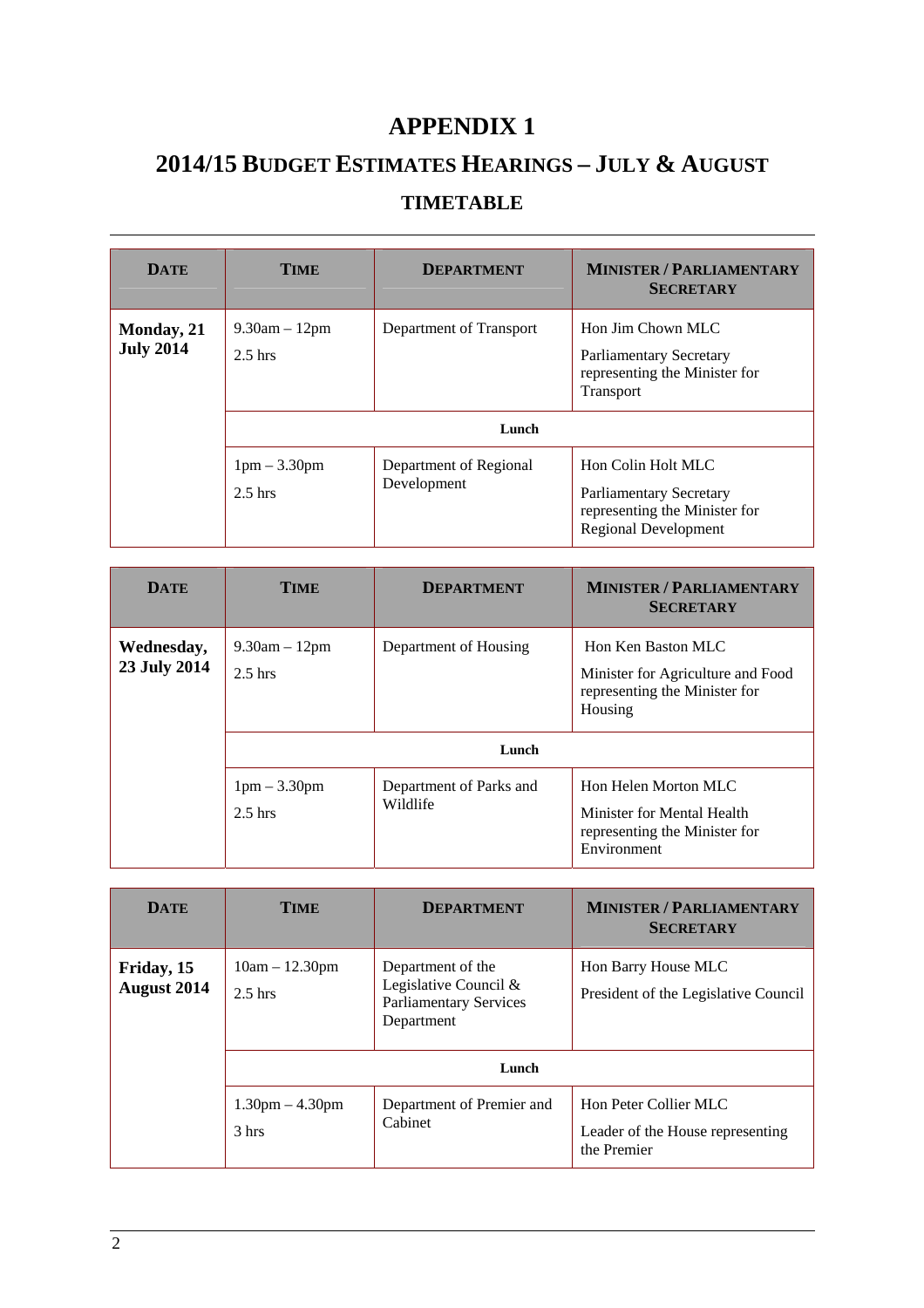# APPENDIX 1

## 2014/15 BUDGET ESTIMATES HEARINGS – JULY & AUGUST

### TIMETABLE

| DATE | TIME | DEPARTMENT | MINISTER / PARLIAMENTARY SECRETARY |
|---|---|---|---|
| **Monday, 21 July 2014** | 9.30am – 12pm<br>2.5 hrs | Department of Transport | Hon Jim Chown MLC<br>Parliamentary Secretary representing the Minister for Transport |
| | **Lunch** | | |
| | 1pm – 3.30pm<br>2.5 hrs | Department of Regional Development | Hon Colin Holt MLC<br>Parliamentary Secretary representing the Minister for Regional Development |

| DATE | TIME | DEPARTMENT | MINISTER / PARLIAMENTARY SECRETARY |
|---|---|---|---|
| **Wednesday, 23 July 2014** | 9.30am – 12pm<br>2.5 hrs | Department of Housing | Hon Ken Baston MLC<br>Minister for Agriculture and Food representing the Minister for Housing |
| | **Lunch** | | |
| | 1pm – 3.30pm<br>2.5 hrs | Department of Parks and Wildlife | Hon Helen Morton MLC<br>Minister for Mental Health representing the Minister for Environment |

| DATE | TIME | DEPARTMENT | MINISTER / PARLIAMENTARY SECRETARY |
|---|---|---|---|
| **Friday, 15 August 2014** | 10am – 12.30pm<br>2.5 hrs | Department of the Legislative Council & Parliamentary Services Department | Hon Barry House MLC<br>President of the Legislative Council |
| | **Lunch** | | |
| | 1.30pm – 4.30pm<br>3 hrs | Department of Premier and Cabinet | Hon Peter Collier MLC<br>Leader of the House representing the Premier |